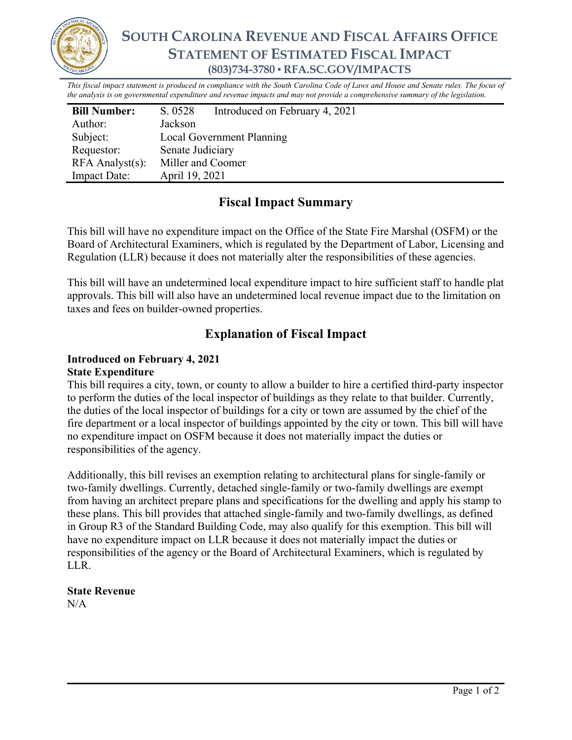# SOUTH CAROLINA REVENUE AND FISCAL AFFAIRS OFFICE
## STATEMENT OF ESTIMATED FISCAL IMPACT
### (803)734-3780 ▪ RFA.SC.GOV/IMPACTS

*This fiscal impact statement is produced in compliance with the South Carolina Code of Laws and House and Senate rules. The focus of the analysis is on governmental expenditure and revenue impacts and may not provide a comprehensive summary of the legislation.*

| **Bill Number:** | S. 0528 Introduced on February 4, 2021 |
|---|---|
| Author: | Jackson |
| Subject: | Local Government Planning |
| Requestor: | Senate Judiciary |
| RFA Analyst(s): | Miller and Coomer |
| Impact Date: | April 19, 2021 |

## Fiscal Impact Summary

This bill will have no expenditure impact on the Office of the State Fire Marshal (OSFM) or the Board of Architectural Examiners, which is regulated by the Department of Labor, Licensing and Regulation (LLR) because it does not materially alter the responsibilities of these agencies.

This bill will have an undetermined local expenditure impact to hire sufficient staff to handle plat approvals. This bill will also have an undetermined local revenue impact due to the limitation on taxes and fees on builder-owned properties.

## Explanation of Fiscal Impact

**Introduced on February 4, 2021**
**State Expenditure**

This bill requires a city, town, or county to allow a builder to hire a certified third-party inspector to perform the duties of the local inspector of buildings as they relate to that builder. Currently, the duties of the local inspector of buildings for a city or town are assumed by the chief of the fire department or a local inspector of buildings appointed by the city or town. This bill will have no expenditure impact on OSFM because it does not materially impact the duties or responsibilities of the agency.

Additionally, this bill revises an exemption relating to architectural plans for single-family or two-family dwellings. Currently, detached single-family or two-family dwellings are exempt from having an architect prepare plans and specifications for the dwelling and apply his stamp to these plans. This bill provides that attached single-family and two-family dwellings, as defined in Group R3 of the Standard Building Code, may also qualify for this exemption. This bill will have no expenditure impact on LLR because it does not materially impact the duties or responsibilities of the agency or the Board of Architectural Examiners, which is regulated by LLR.

**State Revenue**

N/A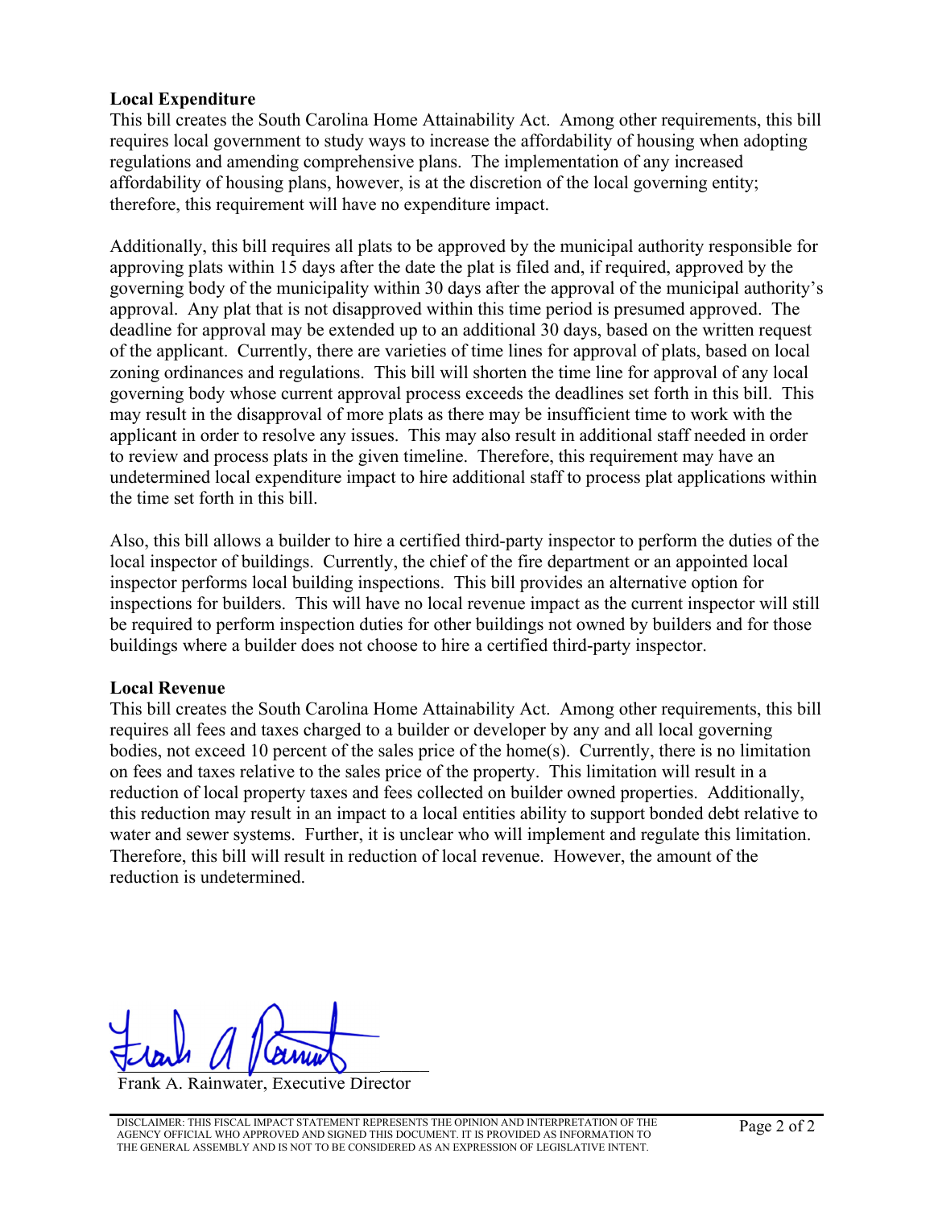**Local Expenditure**

This bill creates the South Carolina Home Attainability Act. Among other requirements, this bill requires local government to study ways to increase the affordability of housing when adopting regulations and amending comprehensive plans. The implementation of any increased affordability of housing plans, however, is at the discretion of the local governing entity; therefore, this requirement will have no expenditure impact.

Additionally, this bill requires all plats to be approved by the municipal authority responsible for approving plats within 15 days after the date the plat is filed and, if required, approved by the governing body of the municipality within 30 days after the approval of the municipal authority's approval. Any plat that is not disapproved within this time period is presumed approved. The deadline for approval may be extended up to an additional 30 days, based on the written request of the applicant. Currently, there are varieties of time lines for approval of plats, based on local zoning ordinances and regulations. This bill will shorten the time line for approval of any local governing body whose current approval process exceeds the deadlines set forth in this bill. This may result in the disapproval of more plats as there may be insufficient time to work with the applicant in order to resolve any issues. This may also result in additional staff needed in order to review and process plats in the given timeline. Therefore, this requirement may have an undetermined local expenditure impact to hire additional staff to process plat applications within the time set forth in this bill.

Also, this bill allows a builder to hire a certified third-party inspector to perform the duties of the local inspector of buildings. Currently, the chief of the fire department or an appointed local inspector performs local building inspections. This bill provides an alternative option for inspections for builders. This will have no local revenue impact as the current inspector will still be required to perform inspection duties for other buildings not owned by builders and for those buildings where a builder does not choose to hire a certified third-party inspector.

**Local Revenue**

This bill creates the South Carolina Home Attainability Act. Among other requirements, this bill requires all fees and taxes charged to a builder or developer by any and all local governing bodies, not exceed 10 percent of the sales price of the home(s). Currently, there is no limitation on fees and taxes relative to the sales price of the property. This limitation will result in a reduction of local property taxes and fees collected on builder owned properties. Additionally, this reduction may result in an impact to a local entities ability to support bonded debt relative to water and sewer systems. Further, it is unclear who will implement and regulate this limitation. Therefore, this bill will result in reduction of local revenue. However, the amount of the reduction is undetermined.

Frank A. Rainwater, Executive Director

DISCLAIMER: THIS FISCAL IMPACT STATEMENT REPRESENTS THE OPINION AND INTERPRETATION OF THE AGENCY OFFICIAL WHO APPROVED AND SIGNED THIS DOCUMENT. IT IS PROVIDED AS INFORMATION TO THE GENERAL ASSEMBLY AND IS NOT TO BE CONSIDERED AS AN EXPRESSION OF LEGISLATIVE INTENT.